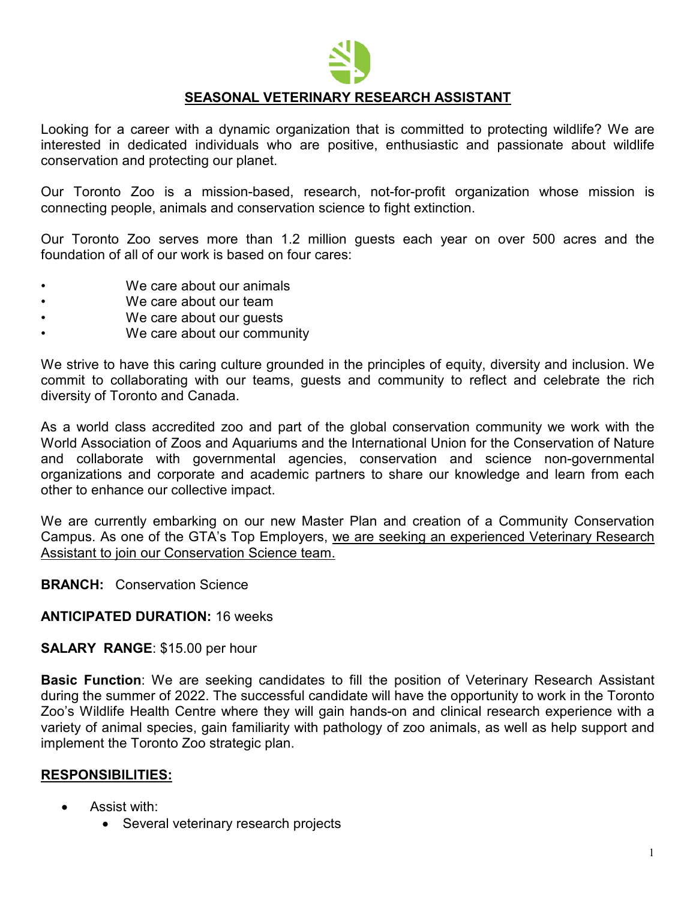# SEASONAL VETERINARY RESEARCH ASSISTANT

Looking for a career with a dynamic organization that is committed to protecting wildlife? We are interested in dedicated individuals who are positive, enthusiastic and passionate about wildlife conservation and protecting our planet.

Our Toronto Zoo is a mission-based, research, not-for-profit organization whose mission is connecting people, animals and conservation science to fight extinction.

Our Toronto Zoo serves more than 1.2 million guests each year on over 500 acres and the foundation of all of our work is based on four cares:

- We care about our animals
- We care about our team
- We care about our guests
- We care about our community

We strive to have this caring culture grounded in the principles of equity, diversity and inclusion. We commit to collaborating with our teams, guests and community to reflect and celebrate the rich diversity of Toronto and Canada.

As a world class accredited zoo and part of the global conservation community we work with the World Association of Zoos and Aquariums and the International Union for the Conservation of Nature and collaborate with governmental agencies, conservation and science non-governmental organizations and corporate and academic partners to share our knowledge and learn from each other to enhance our collective impact.

We are currently embarking on our new Master Plan and creation of a Community Conservation Campus. As one of the GTA's Top Employers, we are seeking an experienced Veterinary Research Assistant to join our Conservation Science team.

**BRANCH:** Conservation Science

**ANTICIPATED DURATION:** 16 weeks

**SALARY RANGE**: $15.00 per hour

**Basic Function**: We are seeking candidates to fill the position of Veterinary Research Assistant during the summer of 2022. The successful candidate will have the opportunity to work in the Toronto Zoo's Wildlife Health Centre where they will gain hands-on and clinical research experience with a variety of animal species, gain familiarity with pathology of zoo animals, as well as help support and implement the Toronto Zoo strategic plan.

## RESPONSIBILITIES:

- Assist with:
  - Several veterinary research projects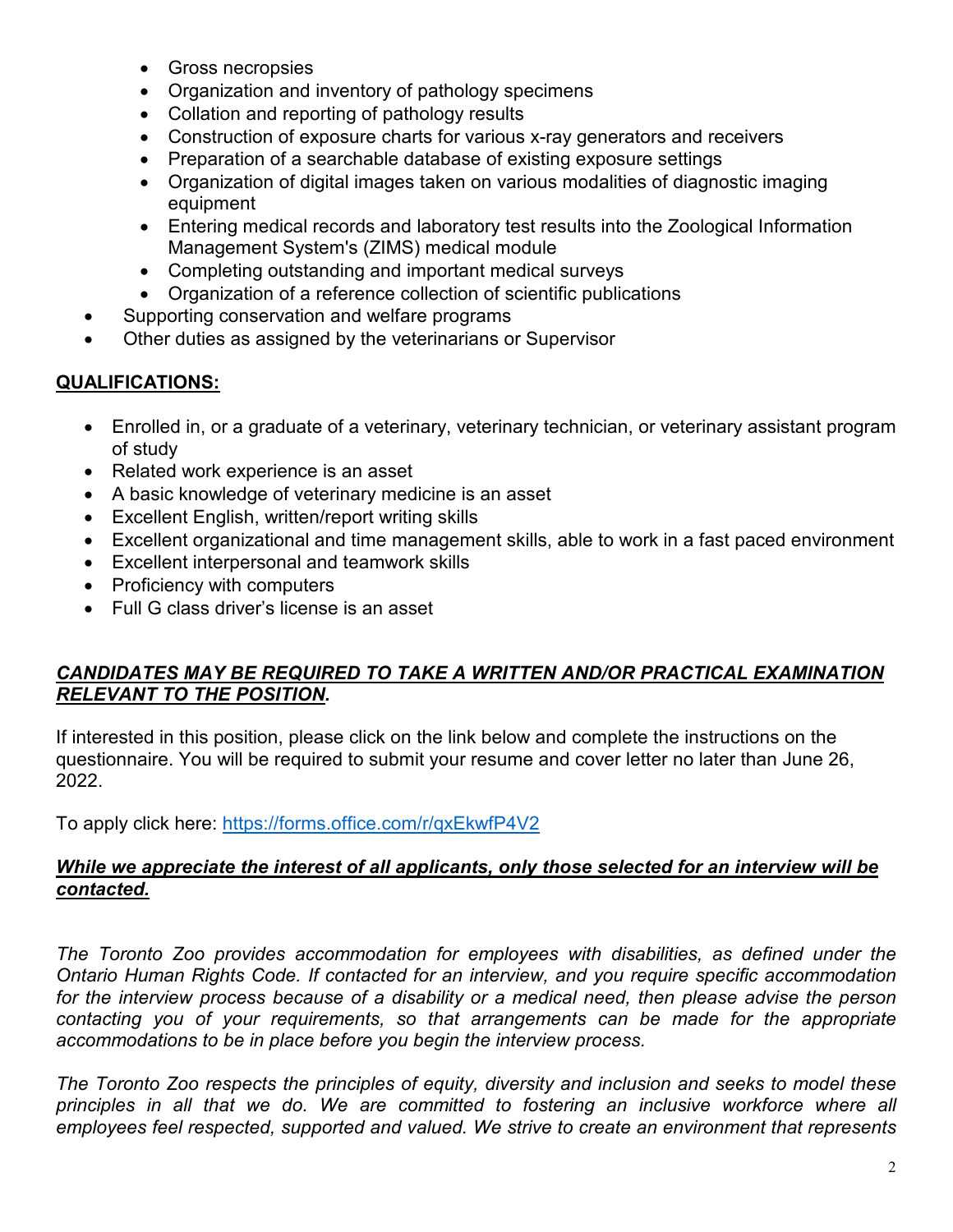- Gross necropsies
    - Organization and inventory of pathology specimens
    - Collation and reporting of pathology results
    - Construction of exposure charts for various x-ray generators and receivers
    - Preparation of a searchable database of existing exposure settings
    - Organization of digital images taken on various modalities of diagnostic imaging equipment
    - Entering medical records and laboratory test results into the Zoological Information Management System's (ZIMS) medical module
    - Completing outstanding and important medical surveys
    - Organization of a reference collection of scientific publications
- Supporting conservation and welfare programs
- Other duties as assigned by the veterinarians or Supervisor

## QUALIFICATIONS:

- Enrolled in, or a graduate of a veterinary, veterinary technician, or veterinary assistant program of study
- Related work experience is an asset
- A basic knowledge of veterinary medicine is an asset
- Excellent English, written/report writing skills
- Excellent organizational and time management skills, able to work in a fast paced environment
- Excellent interpersonal and teamwork skills
- Proficiency with computers
- Full G class driver's license is an asset

***CANDIDATES MAY BE REQUIRED TO TAKE A WRITTEN AND/OR PRACTICAL EXAMINATION RELEVANT TO THE POSITION.***

If interested in this position, please click on the link below and complete the instructions on the questionnaire. You will be required to submit your resume and cover letter no later than June 26, 2022.

To apply click here: https://forms.office.com/r/qxEkwfP4V2

***While we appreciate the interest of all applicants, only those selected for an interview will be contacted.***

*The Toronto Zoo provides accommodation for employees with disabilities, as defined under the Ontario Human Rights Code. If contacted for an interview, and you require specific accommodation for the interview process because of a disability or a medical need, then please advise the person contacting you of your requirements, so that arrangements can be made for the appropriate accommodations to be in place before you begin the interview process.*

*The Toronto Zoo respects the principles of equity, diversity and inclusion and seeks to model these principles in all that we do. We are committed to fostering an inclusive workforce where all employees feel respected, supported and valued. We strive to create an environment that represents*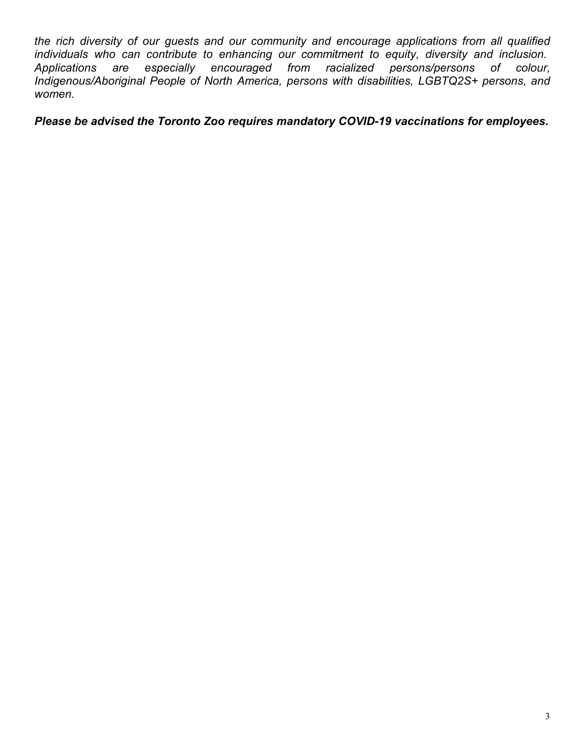*the rich diversity of our guests and our community and encourage applications from all qualified individuals who can contribute to enhancing our commitment to equity, diversity and inclusion. Applications are especially encouraged from racialized persons/persons of colour, Indigenous/Aboriginal People of North America, persons with disabilities, LGBTQ2S+ persons, and women.*

***Please be advised the Toronto Zoo requires mandatory COVID-19 vaccinations for employees.***